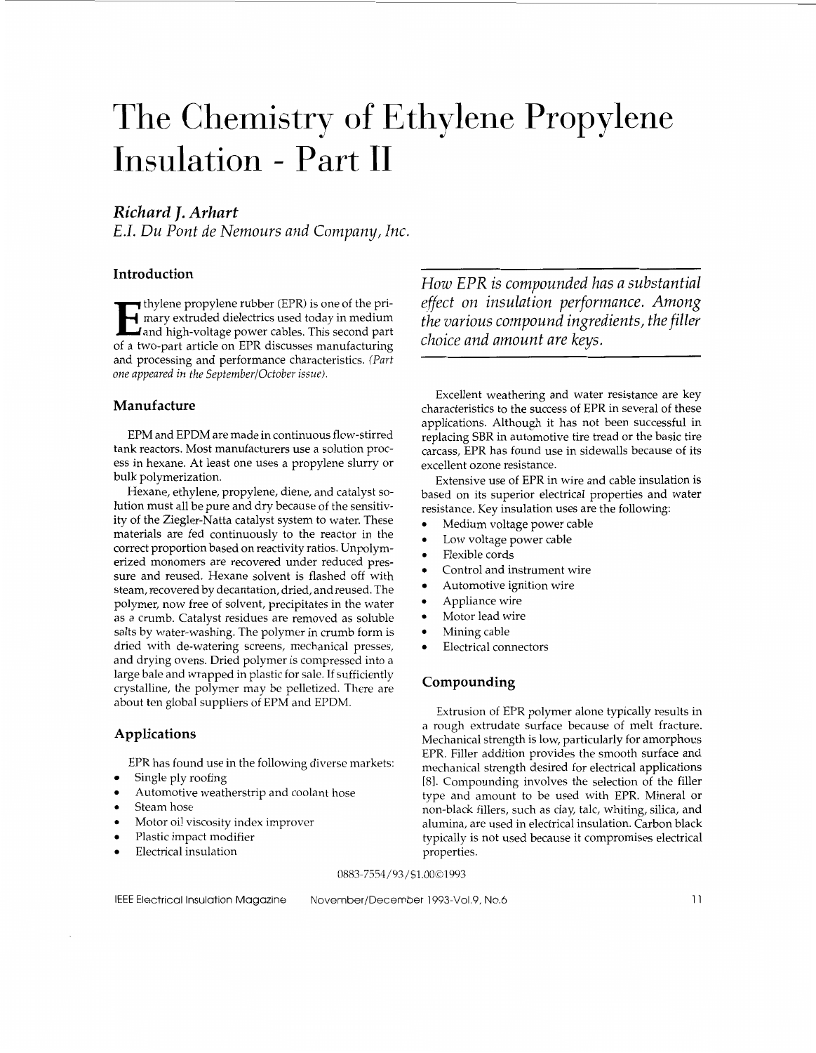# The Chemistry of Ethylene Propylene Insulation - Part II

***Richard J. Arhart***
*E.I. Du Pont de Nemours and Company, Inc.*

## Introduction

Ethylene propylene rubber (EPR) is one of the primary extruded dielectrics used today in medium and high-voltage power cables. This second part of a two-part article on EPR discusses manufacturing and processing and performance characteristics. *(Part one appeared in the September/October issue).*

*How EPR is compounded has a substantial effect on insulation performance. Among the various compound ingredients, the filler choice and amount are keys.*

## Manufacture

EPM and EPDM are made in continuous flow-stirred tank reactors. Most manufacturers use a solution process in hexane. At least one uses a propylene slurry or bulk polymerization.

Hexane, ethylene, propylene, diene, and catalyst solution must all be pure and dry because of the sensitivity of the Ziegler-Natta catalyst system to water. These materials are fed continuously to the reactor in the correct proportion based on reactivity ratios. Unpolymerized monomers are recovered under reduced pressure and reused. Hexane solvent is flashed off with steam, recovered by decantation, dried, and reused. The polymer, now free of solvent, precipitates in the water as a crumb. Catalyst residues are removed as soluble salts by water-washing. The polymer in crumb form is dried with de-watering screens, mechanical presses, and drying ovens. Dried polymer is compressed into a large bale and wrapped in plastic for sale. If sufficiently crystalline, the polymer may be pelletized. There are about ten global suppliers of EPM and EPDM.

## Applications

EPR has found use in the following diverse markets:

- Single ply roofing
- Automotive weatherstrip and coolant hose
- Steam hose
- Motor oil viscosity index improver
- Plastic impact modifier
- Electrical insulation

Excellent weathering and water resistance are key characteristics to the success of EPR in several of these applications. Although it has not been successful in replacing SBR in automotive tire tread or the basic tire carcass, EPR has found use in sidewalls because of its excellent ozone resistance.

Extensive use of EPR in wire and cable insulation is based on its superior electrical properties and water resistance. Key insulation uses are the following:

- Medium voltage power cable
- Low voltage power cable
- Flexible cords
- Control and instrument wire
- Automotive ignition wire
- Appliance wire
- Motor lead wire
- Mining cable
- Electrical connectors

## Compounding

Extrusion of EPR polymer alone typically results in a rough extrudate surface because of melt fracture. Mechanical strength is low, particularly for amorphous EPR. Filler addition provides the smooth surface and mechanical strength desired for electrical applications [8]. Compounding involves the selection of the filler type and amount to be used with EPR. Mineral or non-black fillers, such as clay, talc, whiting, silica, and alumina, are used in electrical insulation. Carbon black typically is not used because it compromises electrical properties.

0883-7554/93/$1.00©1993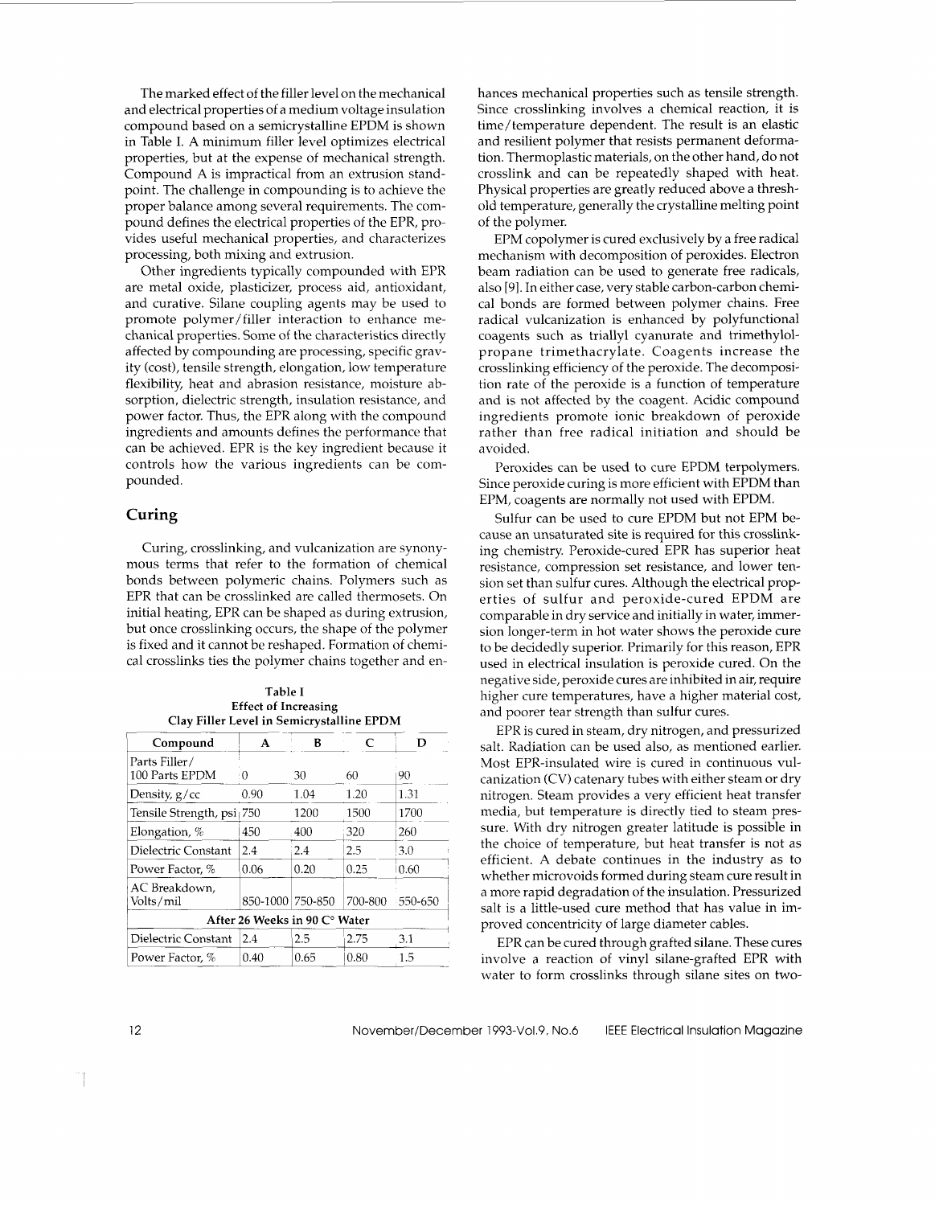The marked effect of the filler level on the mechanical and electrical properties of a medium voltage insulation compound based on a semicrystalline EPDM is shown in Table I. A minimum filler level optimizes electrical properties, but at the expense of mechanical strength. Compound A is impractical from an extrusion standpoint. The challenge in compounding is to achieve the proper balance among several requirements. The compound defines the electrical properties of the EPR, provides useful mechanical properties, and characterizes processing, both mixing and extrusion.

Other ingredients typically compounded with EPR are metal oxide, plasticizer, process aid, antioxidant, and curative. Silane coupling agents may be used to promote polymer/filler interaction to enhance mechanical properties. Some of the characteristics directly affected by compounding are processing, specific gravity (cost), tensile strength, elongation, low temperature flexibility, heat and abrasion resistance, moisture absorption, dielectric strength, insulation resistance, and power factor. Thus, the EPR along with the compound ingredients and amounts defines the performance that can be achieved. EPR is the key ingredient because it controls how the various ingredients can be compounded.

## Curing

Curing, crosslinking, and vulcanization are synonymous terms that refer to the formation of chemical bonds between polymeric chains. Polymers such as EPR that can be crosslinked are called thermosets. On initial heating, EPR can be shaped as during extrusion, but once crosslinking occurs, the shape of the polymer is fixed and it cannot be reshaped. Formation of chemical crosslinks ties the polymer chains together and enhances mechanical properties such as tensile strength. Since crosslinking involves a chemical reaction, it is time/temperature dependent. The result is an elastic and resilient polymer that resists permanent deformation. Thermoplastic materials, on the other hand, do not crosslink and can be repeatedly shaped with heat. Physical properties are greatly reduced above a threshold temperature, generally the crystalline melting point of the polymer.

**Table I**
**Effect of Increasing Clay Filler Level in Semicrystalline EPDM**

| Compound | A | B | C | D |
|---|---|---|---|---|
| Parts Filler/ 100 Parts EPDM | 0 | 30 | 60 | 90 |
| Density, g/cc | 0.90 | 1.04 | 1.20 | 1.31 |
| Tensile Strength, psi | 750 | 1200 | 1500 | 1700 |
| Elongation, % | 450 | 400 | 320 | 260 |
| Dielectric Constant | 2.4 | 2.4 | 2.5 | 3.0 |
| Power Factor, % | 0.06 | 0.20 | 0.25 | 0.60 |
| AC Breakdown, Volts/mil | 850-1000 | 750-850 | 700-800 | 550-650 |
| **After 26 Weeks in 90 C° Water** | | | | |
| Dielectric Constant | 2.4 | 2.5 | 2.75 | 3.1 |
| Power Factor, % | 0.40 | 0.65 | 0.80 | 1.5 |

EPM copolymer is cured exclusively by a free radical mechanism with decomposition of peroxides. Electron beam radiation can be used to generate free radicals, also [9]. In either case, very stable carbon-carbon chemical bonds are formed between polymer chains. Free radical vulcanization is enhanced by polyfunctional coagents such as triallyl cyanurate and trimethylolpropane trimethacrylate. Coagents increase the crosslinking efficiency of the peroxide. The decomposition rate of the peroxide is a function of temperature and is not affected by the coagent. Acidic compound ingredients promote ionic breakdown of peroxide rather than free radical initiation and should be avoided.

Peroxides can be used to cure EPDM terpolymers. Since peroxide curing is more efficient with EPDM than EPM, coagents are normally not used with EPDM.

Sulfur can be used to cure EPDM but not EPM because an unsaturated site is required for this crosslinking chemistry. Peroxide-cured EPR has superior heat resistance, compression set resistance, and lower tension set than sulfur cures. Although the electrical properties of sulfur and peroxide-cured EPDM are comparable in dry service and initially in water, immersion longer-term in hot water shows the peroxide cure to be decidedly superior. Primarily for this reason, EPR used in electrical insulation is peroxide cured. On the negative side, peroxide cures are inhibited in air, require higher cure temperatures, have a higher material cost, and poorer tear strength than sulfur cures.

EPR is cured in steam, dry nitrogen, and pressurized salt. Radiation can be used also, as mentioned earlier. Most EPR-insulated wire is cured in continuous vulcanization (CV) catenary tubes with either steam or dry nitrogen. Steam provides a very efficient heat transfer media, but temperature is directly tied to steam pressure. With dry nitrogen greater latitude is possible in the choice of temperature, but heat transfer is not as efficient. A debate continues in the industry as to whether microvoids formed during steam cure result in a more rapid degradation of the insulation. Pressurized salt is a little-used cure method that has value in improved concentricity of large diameter cables.

EPR can be cured through grafted silane. These cures involve a reaction of vinyl silane-grafted EPR with water to form crosslinks through silane sites on two-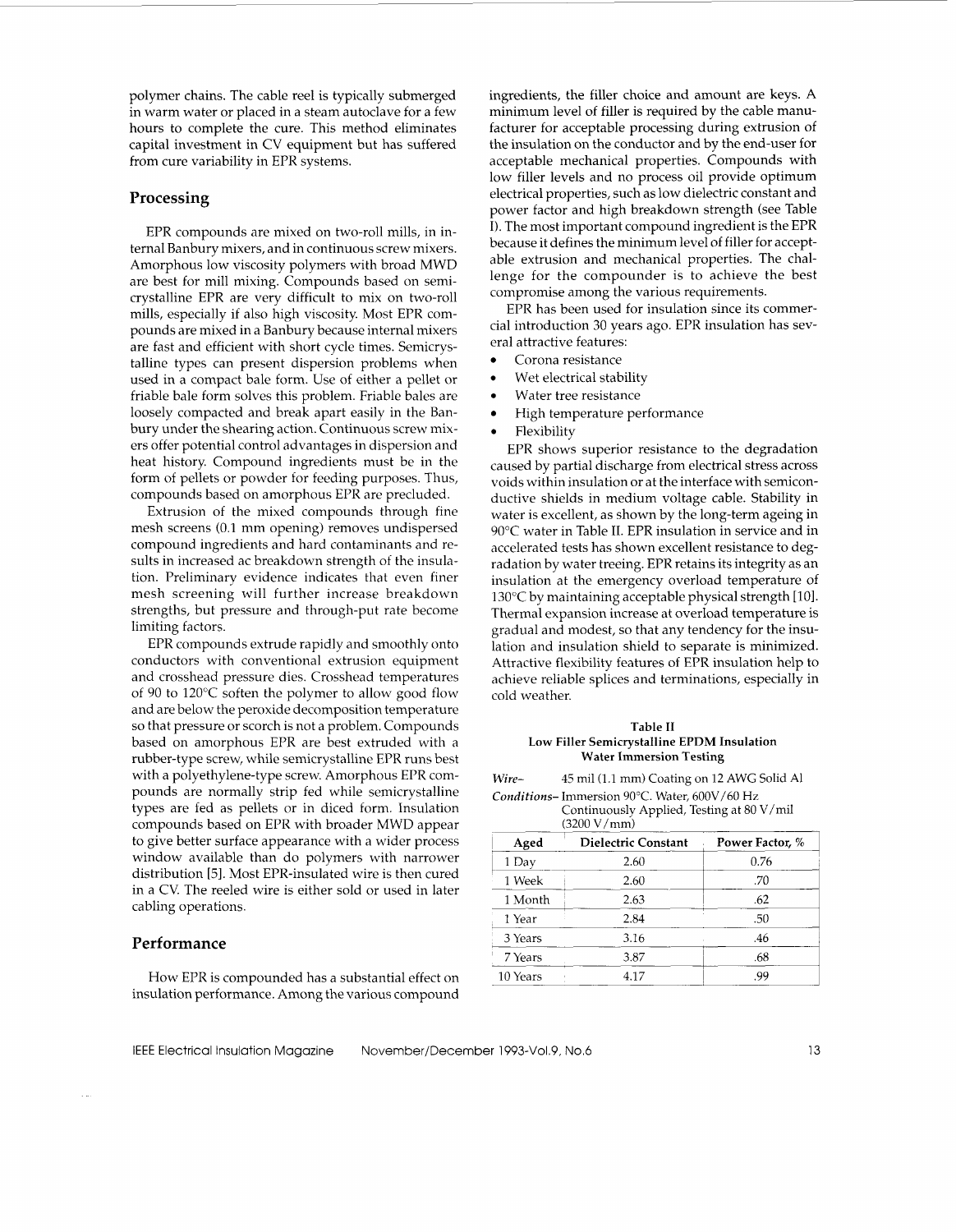polymer chains. The cable reel is typically submerged in warm water or placed in a steam autoclave for a few hours to complete the cure. This method eliminates capital investment in CV equipment but has suffered from cure variability in EPR systems.

## Processing

EPR compounds are mixed on two-roll mills, in internal Banbury mixers, and in continuous screw mixers. Amorphous low viscosity polymers with broad MWD are best for mill mixing. Compounds based on semicrystalline EPR are very difficult to mix on two-roll mills, especially if also high viscosity. Most EPR compounds are mixed in a Banbury because internal mixers are fast and efficient with short cycle times. Semicrystalline types can present dispersion problems when used in a compact bale form. Use of either a pellet or friable bale form solves this problem. Friable bales are loosely compacted and break apart easily in the Banbury under the shearing action. Continuous screw mixers offer potential control advantages in dispersion and heat history. Compound ingredients must be in the form of pellets or powder for feeding purposes. Thus, compounds based on amorphous EPR are precluded.

Extrusion of the mixed compounds through fine mesh screens (0.1 mm opening) removes undispersed compound ingredients and hard contaminants and results in increased ac breakdown strength of the insulation. Preliminary evidence indicates that even finer mesh screening will further increase breakdown strengths, but pressure and through-put rate become limiting factors.

EPR compounds extrude rapidly and smoothly onto conductors with conventional extrusion equipment and crosshead pressure dies. Crosshead temperatures of 90 to 120°C soften the polymer to allow good flow and are below the peroxide decomposition temperature so that pressure or scorch is not a problem. Compounds based on amorphous EPR are best extruded with a rubber-type screw, while semicrystalline EPR runs best with a polyethylene-type screw. Amorphous EPR compounds are normally strip fed while semicrystalline types are fed as pellets or in diced form. Insulation compounds based on EPR with broader MWD appear to give better surface appearance with a wider process window available than do polymers with narrower distribution [5]. Most EPR-insulated wire is then cured in a CV. The reeled wire is either sold or used in later cabling operations.

## Performance

How EPR is compounded has a substantial effect on insulation performance. Among the various compound ingredients, the filler choice and amount are keys. A minimum level of filler is required by the cable manufacturer for acceptable processing during extrusion of the insulation on the conductor and by the end-user for acceptable mechanical properties. Compounds with low filler levels and no process oil provide optimum electrical properties, such as low dielectric constant and power factor and high breakdown strength (see Table I). The most important compound ingredient is the EPR because it defines the minimum level of filler for acceptable extrusion and mechanical properties. The challenge for the compounder is to achieve the best compromise among the various requirements.

EPR has been used for insulation since its commercial introduction 30 years ago. EPR insulation has several attractive features:

- Corona resistance
- Wet electrical stability
- Water tree resistance
- High temperature performance
- Flexibility

EPR shows superior resistance to the degradation caused by partial discharge from electrical stress across voids within insulation or at the interface with semiconductive shields in medium voltage cable. Stability in water is excellent, as shown by the long-term ageing in 90°C water in Table II. EPR insulation in service and in accelerated tests has shown excellent resistance to degradation by water treeing. EPR retains its integrity as an insulation at the emergency overload temperature of 130°C by maintaining acceptable physical strength [10]. Thermal expansion increase at overload temperature is gradual and modest, so that any tendency for the insulation and insulation shield to separate is minimized. Attractive flexibility features of EPR insulation help to achieve reliable splices and terminations, especially in cold weather.

**Table II**
**Low Filler Semicrystalline EPDM Insulation Water Immersion Testing**

*Wire–* 45 mil (1.1 mm) Coating on 12 AWG Solid Al

*Conditions–* Immersion 90°C. Water, 600V/60 Hz Continuously Applied, Testing at 80 V/mil (3200 V/mm)

| Aged | Dielectric Constant | Power Factor, % |
|---|---|---|
| 1 Day | 2.60 | 0.76 |
| 1 Week | 2.60 | .70 |
| 1 Month | 2.63 | .62 |
| 1 Year | 2.84 | .50 |
| 3 Years | 3.16 | .46 |
| 7 Years | 3.87 | .68 |
| 10 Years | 4.17 | .99 |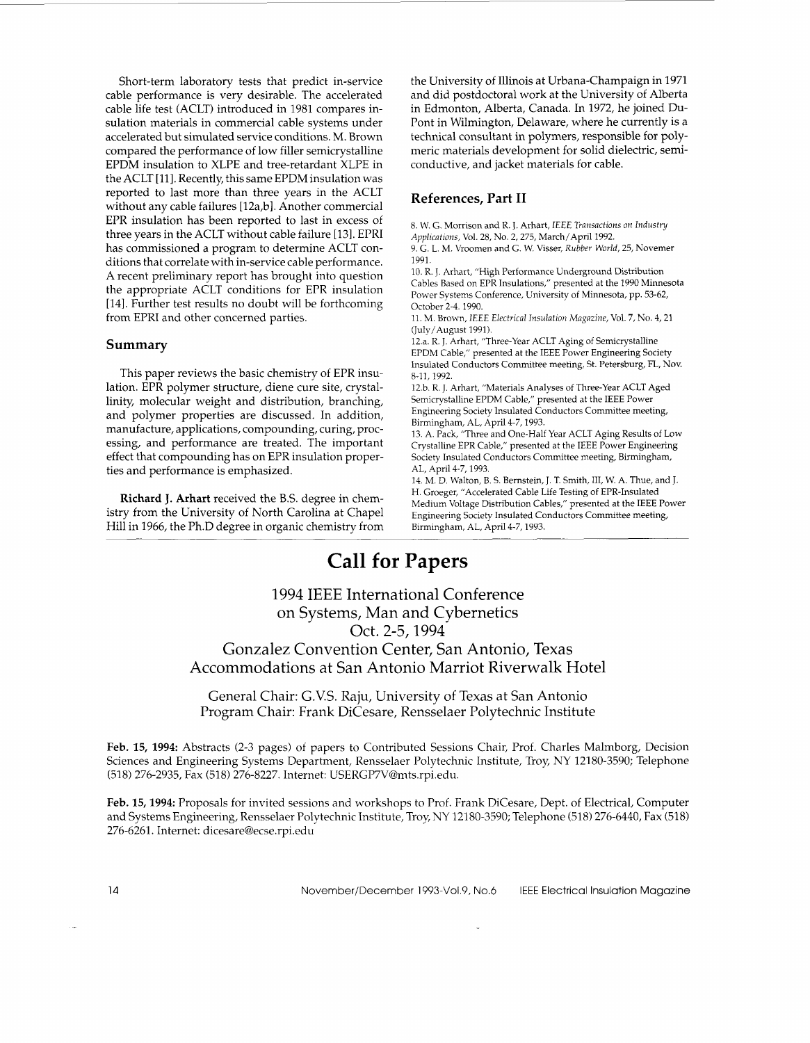Short-term laboratory tests that predict in-service cable performance is very desirable. The accelerated cable life test (ACLT) introduced in 1981 compares insulation materials in commercial cable systems under accelerated but simulated service conditions. M. Brown compared the performance of low filler semicrystalline EPDM insulation to XLPE and tree-retardant XLPE in the ACLT [11]. Recently, this same EPDM insulation was reported to last more than three years in the ACLT without any cable failures [12a,b]. Another commercial EPR insulation has been reported to last in excess of three years in the ACLT without cable failure [13]. EPRI has commissioned a program to determine ACLT conditions that correlate with in-service cable performance. A recent preliminary report has brought into question the appropriate ACLT conditions for EPR insulation [14]. Further test results no doubt will be forthcoming from EPRI and other concerned parties.

## Summary

This paper reviews the basic chemistry of EPR insulation. EPR polymer structure, diene cure site, crystallinity, molecular weight and distribution, branching, and polymer properties are discussed. In addition, manufacture, applications, compounding, curing, processing, and performance are treated. The important effect that compounding has on EPR insulation properties and performance is emphasized.

**Richard J. Arhart** received the B.S. degree in chemistry from the University of North Carolina at Chapel Hill in 1966, the Ph.D degree in organic chemistry from the University of Illinois at Urbana-Champaign in 1971 and did postdoctoral work at the University of Alberta in Edmonton, Alberta, Canada. In 1972, he joined DuPont in Wilmington, Delaware, where he currently is a technical consultant in polymers, responsible for polymeric materials development for solid dielectric, semiconductive, and jacket materials for cable.

## References, Part II

8. W. G. Morrison and R. J. Arhart, *IEEE Transactions on Industry Applications*, Vol. 28, No. 2, 275, March/April 1992.
9. G. L. M. Vroomen and G. W. Visser, *Rubber World*, 25, Novemer 1991.
10. R. J. Arhart, "High Performance Underground Distribution Cables Based on EPR Insulations," presented at the 1990 Minnesota Power Systems Conference, University of Minnesota, pp. 53-62, October 2-4. 1990.
11. M. Brown, *IEEE Electrical Insulation Magazine*, Vol. 7, No. 4, 21 (July/August 1991).
12.a. R. J. Arhart, "Three-Year ACLT Aging of Semicrystalline EPDM Cable," presented at the IEEE Power Engineering Society Insulated Conductors Committee meeting, St. Petersburg, FL, Nov. 8-11, 1992.
12.b. R. J. Arhart, "Materials Analyses of Three-Year ACLT Aged Semicrystalline EPDM Cable," presented at the IEEE Power Engineering Society Insulated Conductors Committee meeting, Birmingham, AL, April 4-7, 1993.
13. A. Pack, "Three and One-Half Year ACLT Aging Results of Low Crystalline EPR Cable," presented at the IEEE Power Engineering Society Insulated Conductors Committee meeting, Birmingham, AL, April 4-7, 1993.
14. M. D. Walton, B. S. Bernstein, J. T. Smith, III, W. A. Thue, and J. H. Groeger, "Accelerated Cable Life Testing of EPR-Insulated Medium Voltage Distribution Cables," presented at the IEEE Power Engineering Society Insulated Conductors Committee meeting, Birmingham, AL, April 4-7, 1993.

# Call for Papers

## 1994 IEEE International Conference on Systems, Man and Cybernetics
## Oct. 2-5, 1994
## Gonzalez Convention Center, San Antonio, Texas
## Accommodations at San Antonio Marriot Riverwalk Hotel

General Chair: G.V.S. Raju, University of Texas at San Antonio
Program Chair: Frank DiCesare, Rensselaer Polytechnic Institute

**Feb. 15, 1994:** Abstracts (2-3 pages) of papers to Contributed Sessions Chair, Prof. Charles Malmborg, Decision Sciences and Engineering Systems Department, Rensselaer Polytechnic Institute, Troy, NY 12180-3590; Telephone (518) 276-2935, Fax (518) 276-8227. Internet: USERGP7V@mts.rpi.edu.

**Feb. 15, 1994:** Proposals for invited sessions and workshops to Prof. Frank DiCesare, Dept. of Electrical, Computer and Systems Engineering, Rensselaer Polytechnic Institute, Troy, NY 12180-3590; Telephone (518) 276-6440, Fax (518) 276-6261. Internet: dicesare@ecse.rpi.edu